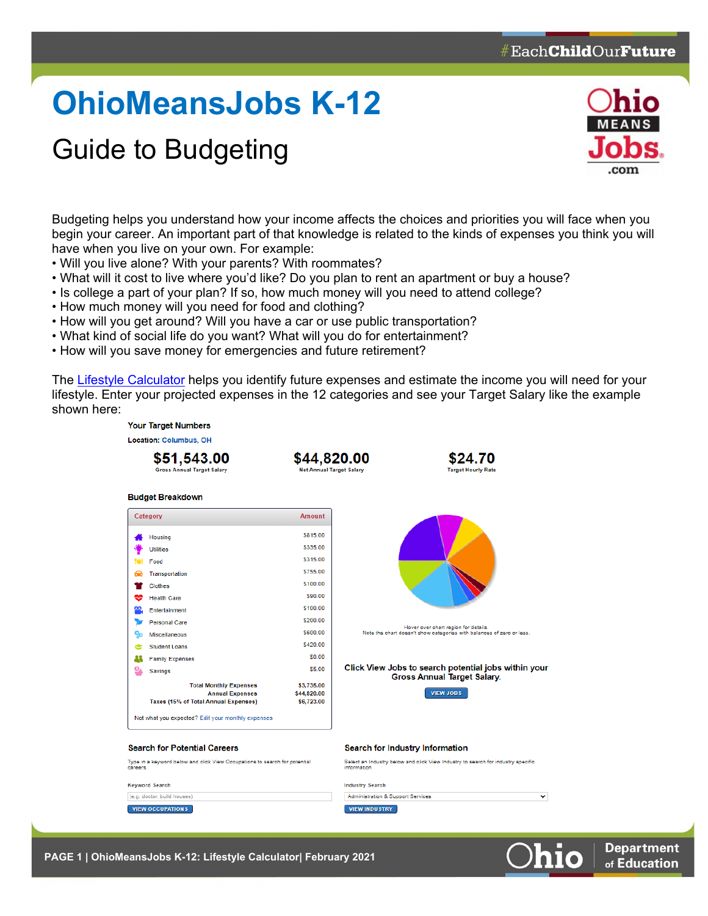# OhioMeansJobs K-12

## Guide to Budgeting

Budgeting helps you understand how your income affects the choices and priorities you will face when you begin your career. An important part of that knowledge is related to the kinds of expenses you think you will have when you live on your own. For example:

- Will you live alone? With your parents? With roommates?
- What will it cost to live where you'd like? Do you plan to rent an apartment or buy a house?
- Is college a part of your plan? If so, how much money will you need to attend college?
- How much money will you need for food and clothing?
- How will you get around? Will you have a car or use public transportation?
- What kind of social life do you want? What will you do for entertainment?
- How will you save money for emergencies and future retirement?

The Lifestyle Calculator helps you identify future expenses and estimate the income you will need for your lifestyle. Enter your projected expenses in the 12 categories and see your Target Salary like the example shown here:

**Your Target Numbers**

Location: Columbus, OH

| $51,543.00 | $44,820.00 | $24.70 |
|---|---|---|
| Gross Annual Target Salary | Net Annual Target Salary | Target Hourly Rate |

**Budget Breakdown**

| Category | Amount |
|---|---|
| Housing | $815.00 |
| Utilities | $335.00 |
| Food | $315.00 |
| Transportation | $755.00 |
| Clothes | $100.00 |
| Health Care | $90.00 |
| Entertainment | $100.00 |
| Personal Care | $200.00 |
| Miscellaneous | $600.00 |
| Student Loans | $420.00 |
| Family Expenses | $0.00 |
| Savings | $5.00 |
| Total Monthly Expenses | $3,735.00 |
| Annual Expenses | $44,820.00 |
| Taxes (15% of Total Annual Expenses) | $6,723.00 |

Not what you expected? Edit your monthly expenses

Hover over chart region for details.
Note the chart doesn't show categories with balances of zero or less.

Click View Jobs to search potential jobs within your Gross Annual Target Salary.

VIEW JOBS

**Search for Potential Careers**

Type in a keyword below and click View Occupations to search for potential careers.

Keyword Search

(e.g. doctor, build houses)

VIEW OCCUPATIONS

**Search for Industry Information**

Select an Industry below and click View Industry to search for industry specific information.

Industry Search

Administration & Support Services

VIEW INDUSTRY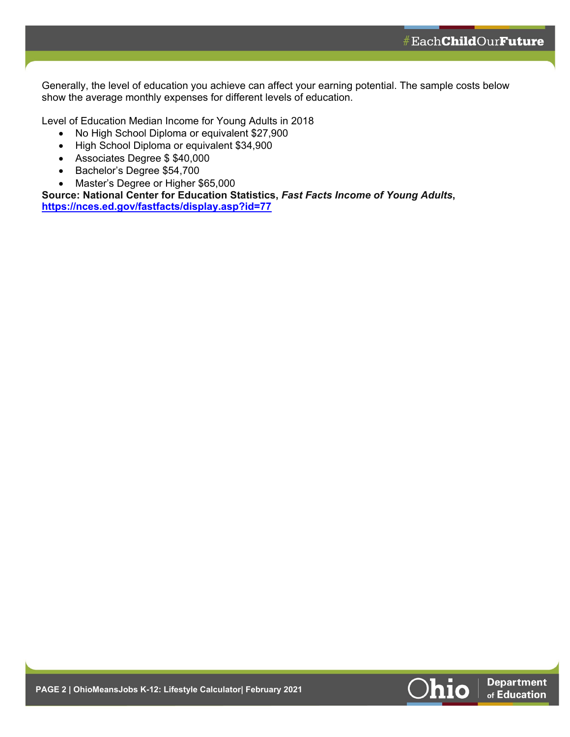Generally, the level of education you achieve can affect your earning potential. The sample costs below show the average monthly expenses for different levels of education.

Level of Education Median Income for Young Adults in 2018

- No High School Diploma or equivalent $27,900
- High School Diploma or equivalent $34,900
- Associates Degree $ $40,000
- Bachelor's Degree $54,700
- Master's Degree or Higher $65,000

**Source: National Center for Education Statistics, *Fast Facts Income of Young Adults*, [https://nces.ed.gov/fastfacts/display.asp?id=77](https://nces.ed.gov/fastfacts/display.asp?id=77)**